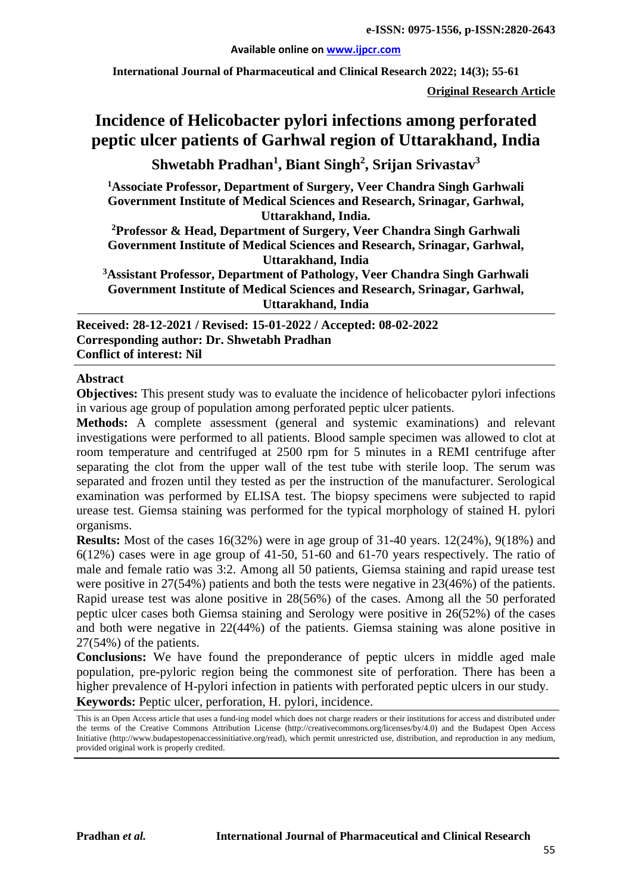e-ISSN: 0975-1556, p-ISSN:2820-2643

Available online on www.ijpcr.com

International Journal of Pharmaceutical and Clinical Research 2022; 14(3); 55-61

**Original Research Article**

# Incidence of Helicobacter pylori infections among perforated peptic ulcer patients of Garhwal region of Uttarakhand, India

**Shwetabh Pradhan[1], Biant Singh[2], Srijan Srivastav[3]**

**[1]Associate Professor, Department of Surgery, Veer Chandra Singh Garhwali Government Institute of Medical Sciences and Research, Srinagar, Garhwal, Uttarakhand, India.**

**[2]Professor & Head, Department of Surgery, Veer Chandra Singh Garhwali Government Institute of Medical Sciences and Research, Srinagar, Garhwal, Uttarakhand, India**

**[3]Assistant Professor, Department of Pathology, Veer Chandra Singh Garhwali Government Institute of Medical Sciences and Research, Srinagar, Garhwal, Uttarakhand, India**

**Received: 28-12-2021 / Revised: 15-01-2022 / Accepted: 08-02-2022**
**Corresponding author: Dr. Shwetabh Pradhan**
**Conflict of interest: Nil**

## Abstract

**Objectives:** This present study was to evaluate the incidence of helicobacter pylori infections in various age group of population among perforated peptic ulcer patients.

**Methods:** A complete assessment (general and systemic examinations) and relevant investigations were performed to all patients. Blood sample specimen was allowed to clot at room temperature and centrifuged at 2500 rpm for 5 minutes in a REMI centrifuge after separating the clot from the upper wall of the test tube with sterile loop. The serum was separated and frozen until they tested as per the instruction of the manufacturer. Serological examination was performed by ELISA test. The biopsy specimens were subjected to rapid urease test. Giemsa staining was performed for the typical morphology of stained H. pylori organisms.

**Results:** Most of the cases 16(32%) were in age group of 31-40 years. 12(24%), 9(18%) and 6(12%) cases were in age group of 41-50, 51-60 and 61-70 years respectively. The ratio of male and female ratio was 3:2. Among all 50 patients, Giemsa staining and rapid urease test were positive in 27(54%) patients and both the tests were negative in 23(46%) of the patients. Rapid urease test was alone positive in 28(56%) of the cases. Among all the 50 perforated peptic ulcer cases both Giemsa staining and Serology were positive in 26(52%) of the cases and both were negative in 22(44%) of the patients. Giemsa staining was alone positive in 27(54%) of the patients.

**Conclusions:** We have found the preponderance of peptic ulcers in middle aged male population, pre-pyloric region being the commonest site of perforation. There has been a higher prevalence of H-pylori infection in patients with perforated peptic ulcers in our study.

**Keywords:** Peptic ulcer, perforation, H. pylori, incidence.

This is an Open Access article that uses a fund-ing model which does not charge readers or their institutions for access and distributed under the terms of the Creative Commons Attribution License (http://creativecommons.org/licenses/by/4.0) and the Budapest Open Access Initiative (http://www.budapestopenaccessinitiative.org/read), which permit unrestricted use, distribution, and reproduction in any medium, provided original work is properly credited.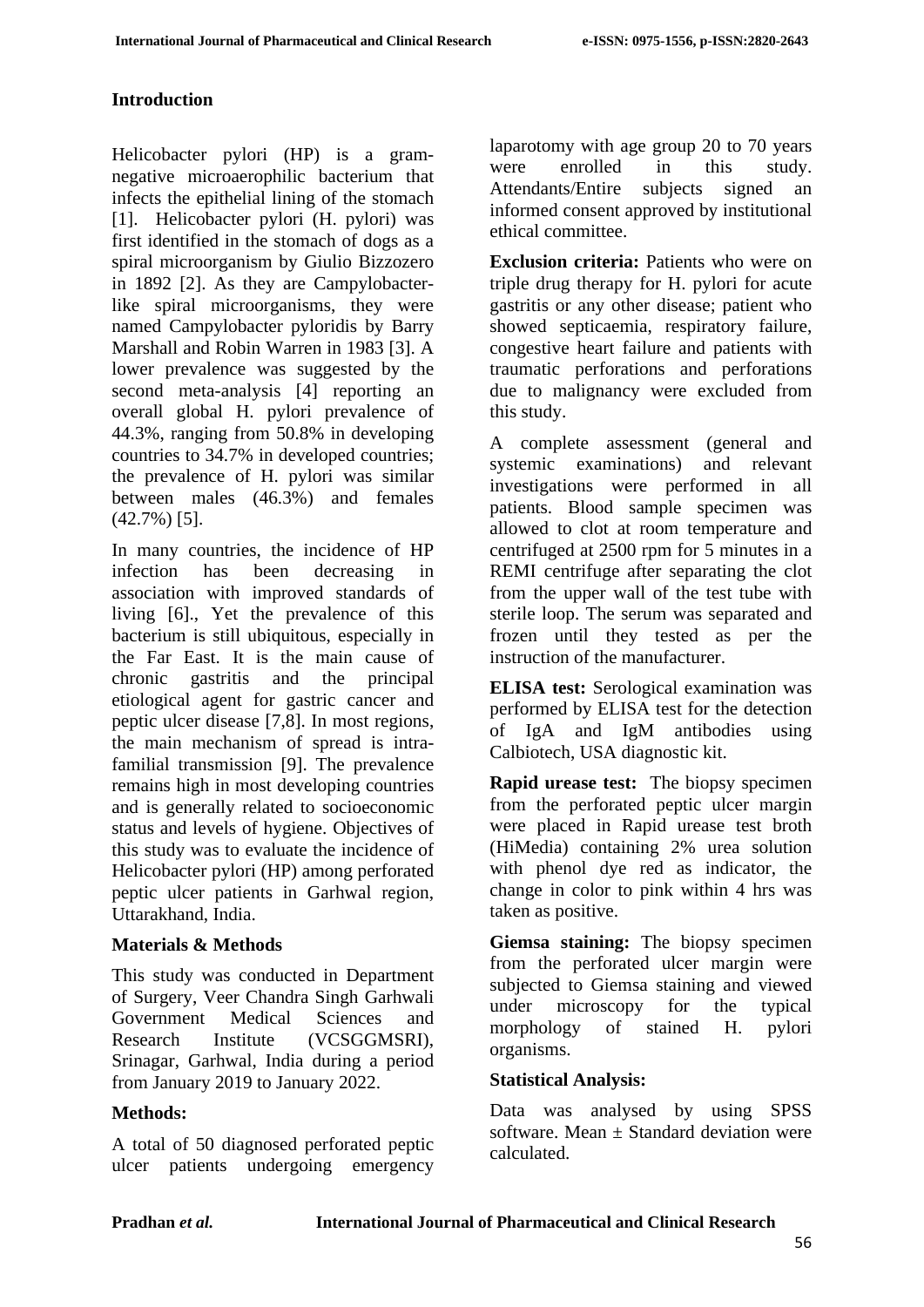## Introduction

Helicobacter pylori (HP) is a gram-negative microaerophilic bacterium that infects the epithelial lining of the stomach [1]. Helicobacter pylori (H. pylori) was first identified in the stomach of dogs as a spiral microorganism by Giulio Bizzozero in 1892 [2]. As they are Campylobacter-like spiral microorganisms, they were named Campylobacter pyloridis by Barry Marshall and Robin Warren in 1983 [3]. A lower prevalence was suggested by the second meta-analysis [4] reporting an overall global H. pylori prevalence of 44.3%, ranging from 50.8% in developing countries to 34.7% in developed countries; the prevalence of H. pylori was similar between males (46.3%) and females (42.7%) [5].

In many countries, the incidence of HP infection has been decreasing in association with improved standards of living [6]., Yet the prevalence of this bacterium is still ubiquitous, especially in the Far East. It is the main cause of chronic gastritis and the principal etiological agent for gastric cancer and peptic ulcer disease [7,8]. In most regions, the main mechanism of spread is intra-familial transmission [9]. The prevalence remains high in most developing countries and is generally related to socioeconomic status and levels of hygiene. Objectives of this study was to evaluate the incidence of Helicobacter pylori (HP) among perforated peptic ulcer patients in Garhwal region, Uttarakhand, India.

## Materials & Methods

This study was conducted in Department of Surgery, Veer Chandra Singh Garhwali Government Medical Sciences and Research Institute (VCSGGMSRI), Srinagar, Garhwal, India during a period from January 2019 to January 2022.

### Methods:

A total of 50 diagnosed perforated peptic ulcer patients undergoing emergency laparotomy with age group 20 to 70 years were enrolled in this study. Attendants/Entire subjects signed an informed consent approved by institutional ethical committee.

**Exclusion criteria:** Patients who were on triple drug therapy for H. pylori for acute gastritis or any other disease; patient who showed septicaemia, respiratory failure, congestive heart failure and patients with traumatic perforations and perforations due to malignancy were excluded from this study.

A complete assessment (general and systemic examinations) and relevant investigations were performed in all patients. Blood sample specimen was allowed to clot at room temperature and centrifuged at 2500 rpm for 5 minutes in a REMI centrifuge after separating the clot from the upper wall of the test tube with sterile loop. The serum was separated and frozen until they tested as per the instruction of the manufacturer.

**ELISA test:** Serological examination was performed by ELISA test for the detection of IgA and IgM antibodies using Calbiotech, USA diagnostic kit.

**Rapid urease test:** The biopsy specimen from the perforated peptic ulcer margin were placed in Rapid urease test broth (HiMedia) containing 2% urea solution with phenol dye red as indicator, the change in color to pink within 4 hrs was taken as positive.

**Giemsa staining:** The biopsy specimen from the perforated ulcer margin were subjected to Giemsa staining and viewed under microscopy for the typical morphology of stained H. pylori organisms.

### Statistical Analysis:

Data was analysed by using SPSS software. Mean ± Standard deviation were calculated.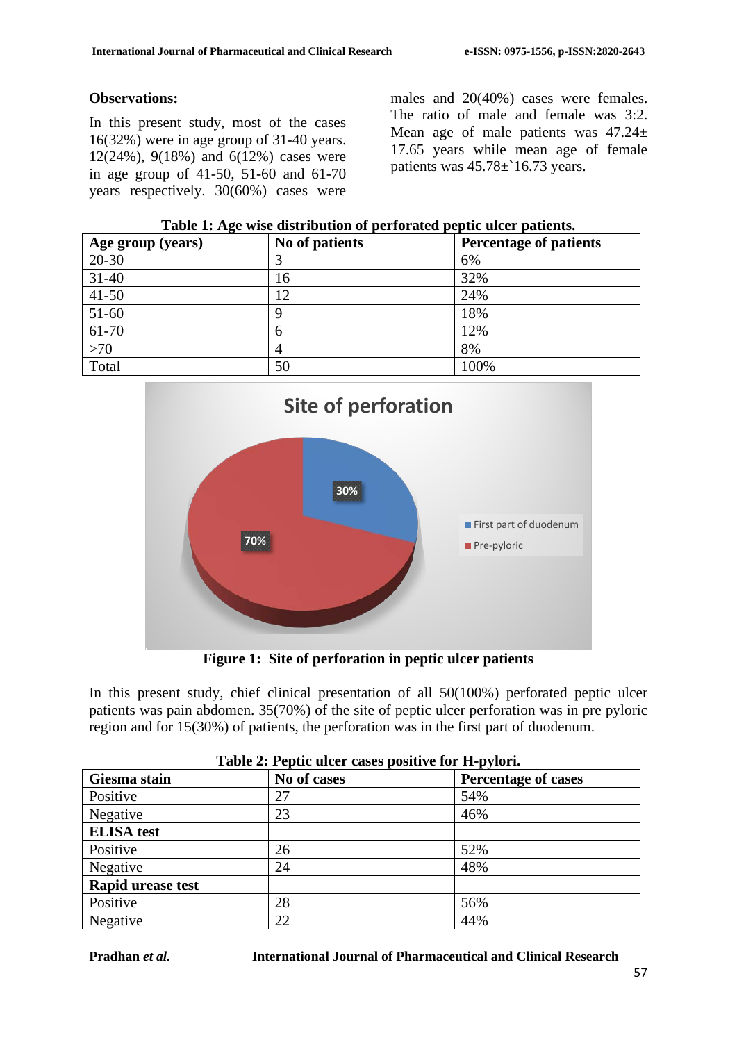**Observations:**

In this present study, most of the cases 16(32%) were in age group of 31-40 years. 12(24%), 9(18%) and 6(12%) cases were in age group of 41-50, 51-60 and 61-70 years respectively. 30(60%) cases were males and 20(40%) cases were females. The ratio of male and female was 3:2. Mean age of male patients was 47.24± 17.65 years while mean age of female patients was 45.78±`16.73 years.

**Table 1: Age wise distribution of perforated peptic ulcer patients.**

| Age group (years) | No of patients | Percentage of patients |
|---|---|---|
| 20-30 | 3 | 6% |
| 31-40 | 16 | 32% |
| 41-50 | 12 | 24% |
| 51-60 | 9 | 18% |
| 61-70 | 6 | 12% |
| >70 | 4 | 8% |
| Total | 50 | 100% |

**Figure 1: Site of perforation in peptic ulcer patients**

In this present study, chief clinical presentation of all 50(100%) perforated peptic ulcer patients was pain abdomen. 35(70%) of the site of peptic ulcer perforation was in pre pyloric region and for 15(30%) of patients, the perforation was in the first part of duodenum.

**Table 2: Peptic ulcer cases positive for H-pylori.**

| Giesma stain | No of cases | Percentage of cases |
|---|---|---|
| Positive | 27 | 54% |
| Negative | 23 | 46% |
| **ELISA test** | | |
| Positive | 26 | 52% |
| Negative | 24 | 48% |
| **Rapid urease test** | | |
| Positive | 28 | 56% |
| Negative | 22 | 44% |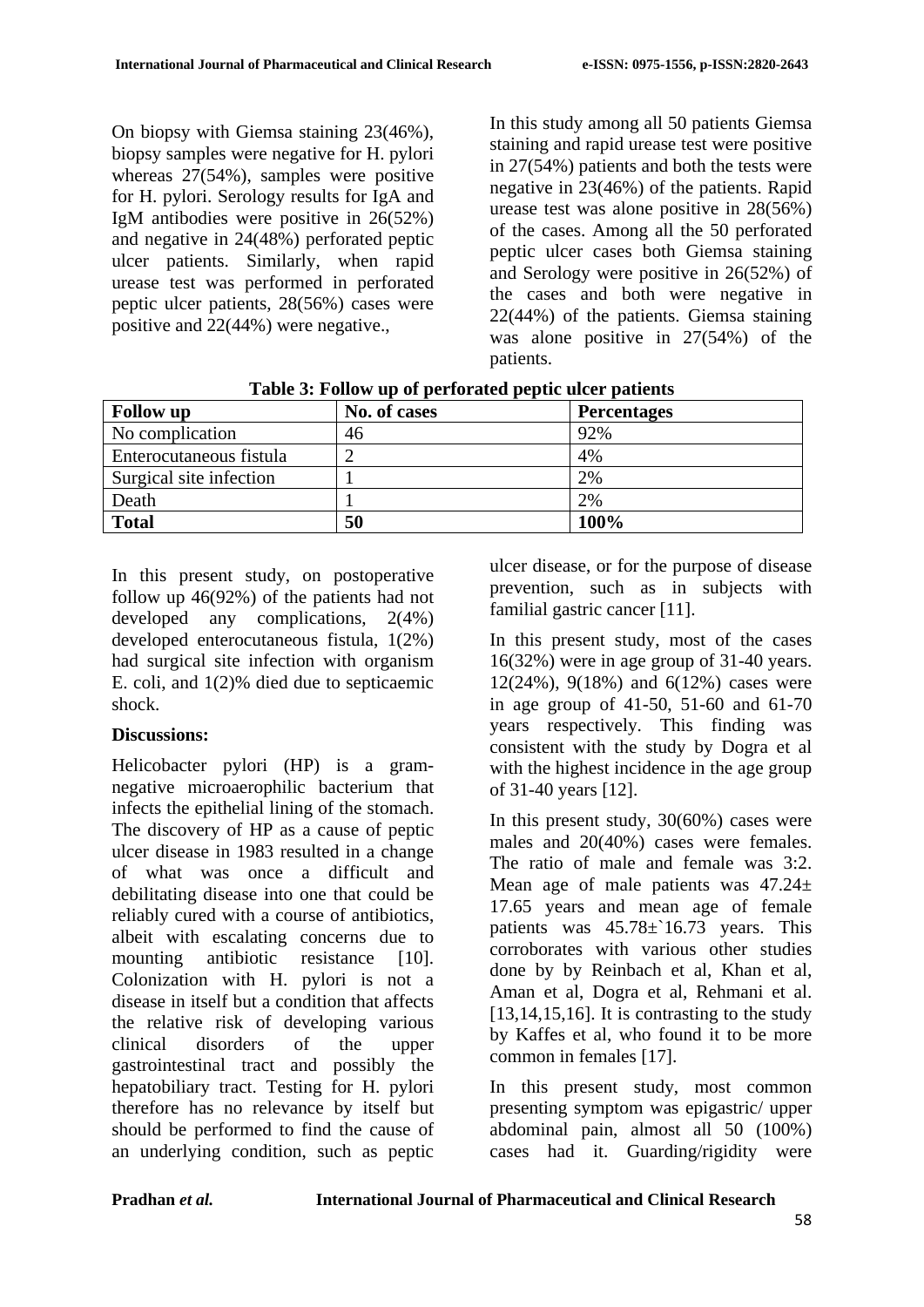On biopsy with Giemsa staining 23(46%), biopsy samples were negative for H. pylori whereas 27(54%), samples were positive for H. pylori. Serology results for IgA and IgM antibodies were positive in 26(52%) and negative in 24(48%) perforated peptic ulcer patients. Similarly, when rapid urease test was performed in perforated peptic ulcer patients, 28(56%) cases were positive and 22(44%) were negative.,

In this study among all 50 patients Giemsa staining and rapid urease test were positive in 27(54%) patients and both the tests were negative in 23(46%) of the patients. Rapid urease test was alone positive in 28(56%) of the cases. Among all the 50 perforated peptic ulcer cases both Giemsa staining and Serology were positive in 26(52%) of the cases and both were negative in 22(44%) of the patients. Giemsa staining was alone positive in 27(54%) of the patients.

**Table 3: Follow up of perforated peptic ulcer patients**

| Follow up | No. of cases | Percentages |
|---|---|---|
| No complication | 46 | 92% |
| Enterocutaneous fistula | 2 | 4% |
| Surgical site infection | 1 | 2% |
| Death | 1 | 2% |
| **Total** | **50** | **100%** |

In this present study, on postoperative follow up 46(92%) of the patients had not developed any complications, 2(4%) developed enterocutaneous fistula, 1(2%) had surgical site infection with organism E. coli, and 1(2)% died due to septicaemic shock.

**Discussions:**

Helicobacter pylori (HP) is a gram-negative microaerophilic bacterium that infects the epithelial lining of the stomach. The discovery of HP as a cause of peptic ulcer disease in 1983 resulted in a change of what was once a difficult and debilitating disease into one that could be reliably cured with a course of antibiotics, albeit with escalating concerns due to mounting antibiotic resistance [10]. Colonization with H. pylori is not a disease in itself but a condition that affects the relative risk of developing various clinical disorders of the upper gastrointestinal tract and possibly the hepatobiliary tract. Testing for H. pylori therefore has no relevance by itself but should be performed to find the cause of an underlying condition, such as peptic ulcer disease, or for the purpose of disease prevention, such as in subjects with familial gastric cancer [11].

In this present study, most of the cases 16(32%) were in age group of 31-40 years. 12(24%), 9(18%) and 6(12%) cases were in age group of 41-50, 51-60 and 61-70 years respectively. This finding was consistent with the study by Dogra et al with the highest incidence in the age group of 31-40 years [12].

In this present study, 30(60%) cases were males and 20(40%) cases were females. The ratio of male and female was 3:2. Mean age of male patients was 47.24± 17.65 years and mean age of female patients was 45.78±`16.73 years. This corroborates with various other studies done by by Reinbach et al, Khan et al, Aman et al, Dogra et al, Rehmani et al. [13,14,15,16]. It is contrasting to the study by Kaffes et al, who found it to be more common in females [17].

In this present study, most common presenting symptom was epigastric/ upper abdominal pain, almost all 50 (100%) cases had it. Guarding/rigidity were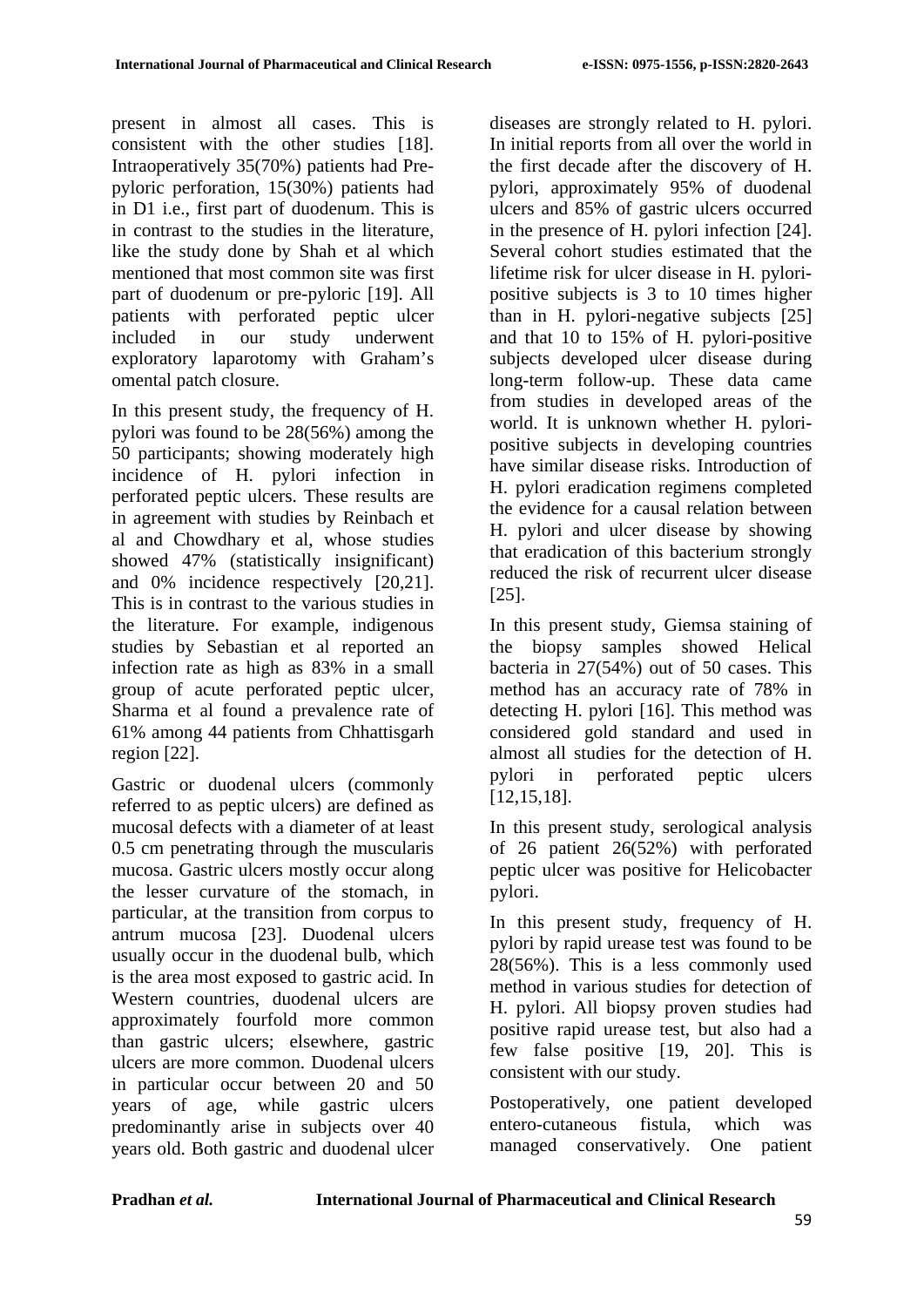present in almost all cases. This is consistent with the other studies [18]. Intraoperatively 35(70%) patients had Pre-pyloric perforation, 15(30%) patients had in D1 i.e., first part of duodenum. This is in contrast to the studies in the literature, like the study done by Shah et al which mentioned that most common site was first part of duodenum or pre-pyloric [19]. All patients with perforated peptic ulcer included in our study underwent exploratory laparotomy with Graham's omental patch closure.

In this present study, the frequency of H. pylori was found to be 28(56%) among the 50 participants; showing moderately high incidence of H. pylori infection in perforated peptic ulcers. These results are in agreement with studies by Reinbach et al and Chowdhary et al, whose studies showed 47% (statistically insignificant) and 0% incidence respectively [20,21]. This is in contrast to the various studies in the literature. For example, indigenous studies by Sebastian et al reported an infection rate as high as 83% in a small group of acute perforated peptic ulcer, Sharma et al found a prevalence rate of 61% among 44 patients from Chhattisgarh region [22].

Gastric or duodenal ulcers (commonly referred to as peptic ulcers) are defined as mucosal defects with a diameter of at least 0.5 cm penetrating through the muscularis mucosa. Gastric ulcers mostly occur along the lesser curvature of the stomach, in particular, at the transition from corpus to antrum mucosa [23]. Duodenal ulcers usually occur in the duodenal bulb, which is the area most exposed to gastric acid. In Western countries, duodenal ulcers are approximately fourfold more common than gastric ulcers; elsewhere, gastric ulcers are more common. Duodenal ulcers in particular occur between 20 and 50 years of age, while gastric ulcers predominantly arise in subjects over 40 years old. Both gastric and duodenal ulcer diseases are strongly related to H. pylori. In initial reports from all over the world in the first decade after the discovery of H. pylori, approximately 95% of duodenal ulcers and 85% of gastric ulcers occurred in the presence of H. pylori infection [24]. Several cohort studies estimated that the lifetime risk for ulcer disease in H. pylori-positive subjects is 3 to 10 times higher than in H. pylori-negative subjects [25] and that 10 to 15% of H. pylori-positive subjects developed ulcer disease during long-term follow-up. These data came from studies in developed areas of the world. It is unknown whether H. pylori-positive subjects in developing countries have similar disease risks. Introduction of H. pylori eradication regimens completed the evidence for a causal relation between H. pylori and ulcer disease by showing that eradication of this bacterium strongly reduced the risk of recurrent ulcer disease [25].

In this present study, Giemsa staining of the biopsy samples showed Helical bacteria in 27(54%) out of 50 cases. This method has an accuracy rate of 78% in detecting H. pylori [16]. This method was considered gold standard and used in almost all studies for the detection of H. pylori in perforated peptic ulcers [12,15,18].

In this present study, serological analysis of 26 patient 26(52%) with perforated peptic ulcer was positive for Helicobacter pylori.

In this present study, frequency of H. pylori by rapid urease test was found to be 28(56%). This is a less commonly used method in various studies for detection of H. pylori. All biopsy proven studies had positive rapid urease test, but also had a few false positive [19, 20]. This is consistent with our study.

Postoperatively, one patient developed entero-cutaneous fistula, which was managed conservatively. One patient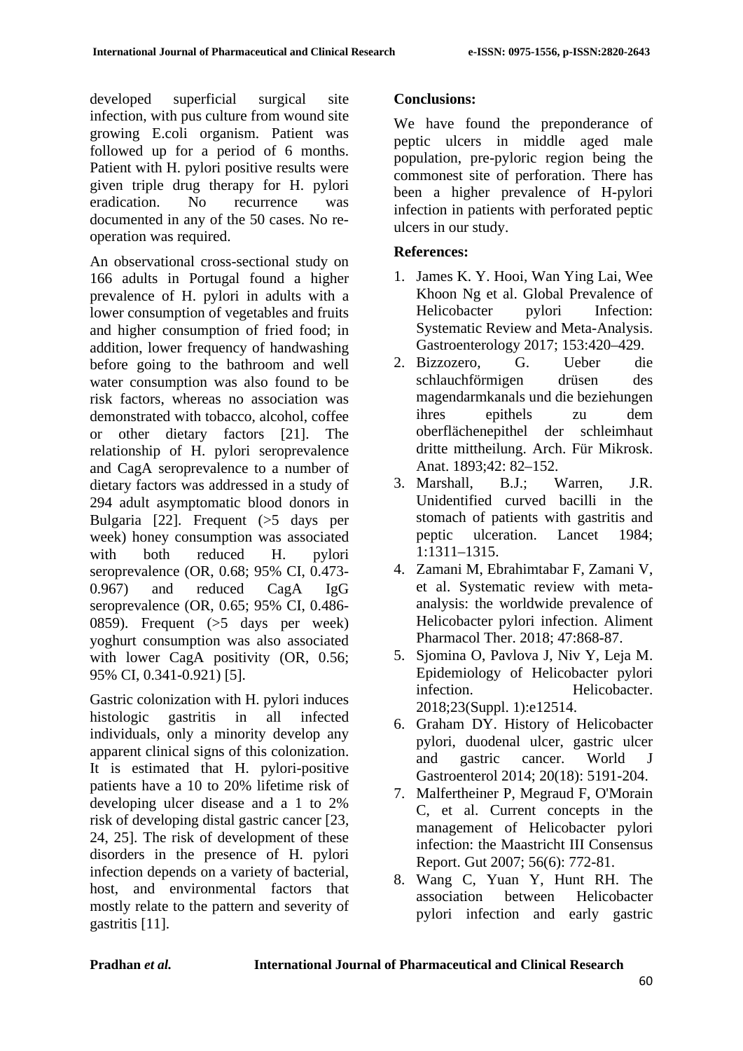developed superficial surgical site infection, with pus culture from wound site growing E.coli organism. Patient was followed up for a period of 6 months. Patient with H. pylori positive results were given triple drug therapy for H. pylori eradication. No recurrence was documented in any of the 50 cases. No re-operation was required.

An observational cross-sectional study on 166 adults in Portugal found a higher prevalence of H. pylori in adults with a lower consumption of vegetables and fruits and higher consumption of fried food; in addition, lower frequency of handwashing before going to the bathroom and well water consumption was also found to be risk factors, whereas no association was demonstrated with tobacco, alcohol, coffee or other dietary factors [21]. The relationship of H. pylori seroprevalence and CagA seroprevalence to a number of dietary factors was addressed in a study of 294 adult asymptomatic blood donors in Bulgaria [22]. Frequent (>5 days per week) honey consumption was associated with both reduced H. pylori seroprevalence (OR, 0.68; 95% CI, 0.473-0.967) and reduced CagA IgG seroprevalence (OR, 0.65; 95% CI, 0.486-0859). Frequent (>5 days per week) yoghurt consumption was also associated with lower CagA positivity (OR, 0.56; 95% CI, 0.341-0.921) [5].

Gastric colonization with H. pylori induces histologic gastritis in all infected individuals, only a minority develop any apparent clinical signs of this colonization. It is estimated that H. pylori-positive patients have a 10 to 20% lifetime risk of developing ulcer disease and a 1 to 2% risk of developing distal gastric cancer [23, 24, 25]. The risk of development of these disorders in the presence of H. pylori infection depends on a variety of bacterial, host, and environmental factors that mostly relate to the pattern and severity of gastritis [11].

## Conclusions:

We have found the preponderance of peptic ulcers in middle aged male population, pre-pyloric region being the commonest site of perforation. There has been a higher prevalence of H-pylori infection in patients with perforated peptic ulcers in our study.

## References:

1. James K. Y. Hooi, Wan Ying Lai, Wee Khoon Ng et al. Global Prevalence of Helicobacter pylori Infection: Systematic Review and Meta-Analysis. Gastroenterology 2017; 153:420–429.
2. Bizzozero, G. Ueber die schlauchförmigen drüsen des magendarmkanals und die beziehungen ihres epithels zu dem oberflächenepithel der schleimhaut dritte mittheilung. Arch. Für Mikrosk. Anat. 1893;42: 82–152.
3. Marshall, B.J.; Warren, J.R. Unidentified curved bacilli in the stomach of patients with gastritis and peptic ulceration. Lancet 1984; 1:1311–1315.
4. Zamani M, Ebrahimtabar F, Zamani V, et al. Systematic review with meta-analysis: the worldwide prevalence of Helicobacter pylori infection. Aliment Pharmacol Ther. 2018; 47:868-87.
5. Sjomina O, Pavlova J, Niv Y, Leja M. Epidemiology of Helicobacter pylori infection. Helicobacter. 2018;23(Suppl. 1):e12514.
6. Graham DY. History of Helicobacter pylori, duodenal ulcer, gastric ulcer and gastric cancer. World J Gastroenterol 2014; 20(18): 5191-204.
7. Malfertheiner P, Megraud F, O'Morain C, et al. Current concepts in the management of Helicobacter pylori infection: the Maastricht III Consensus Report. Gut 2007; 56(6): 772-81.
8. Wang C, Yuan Y, Hunt RH. The association between Helicobacter pylori infection and early gastric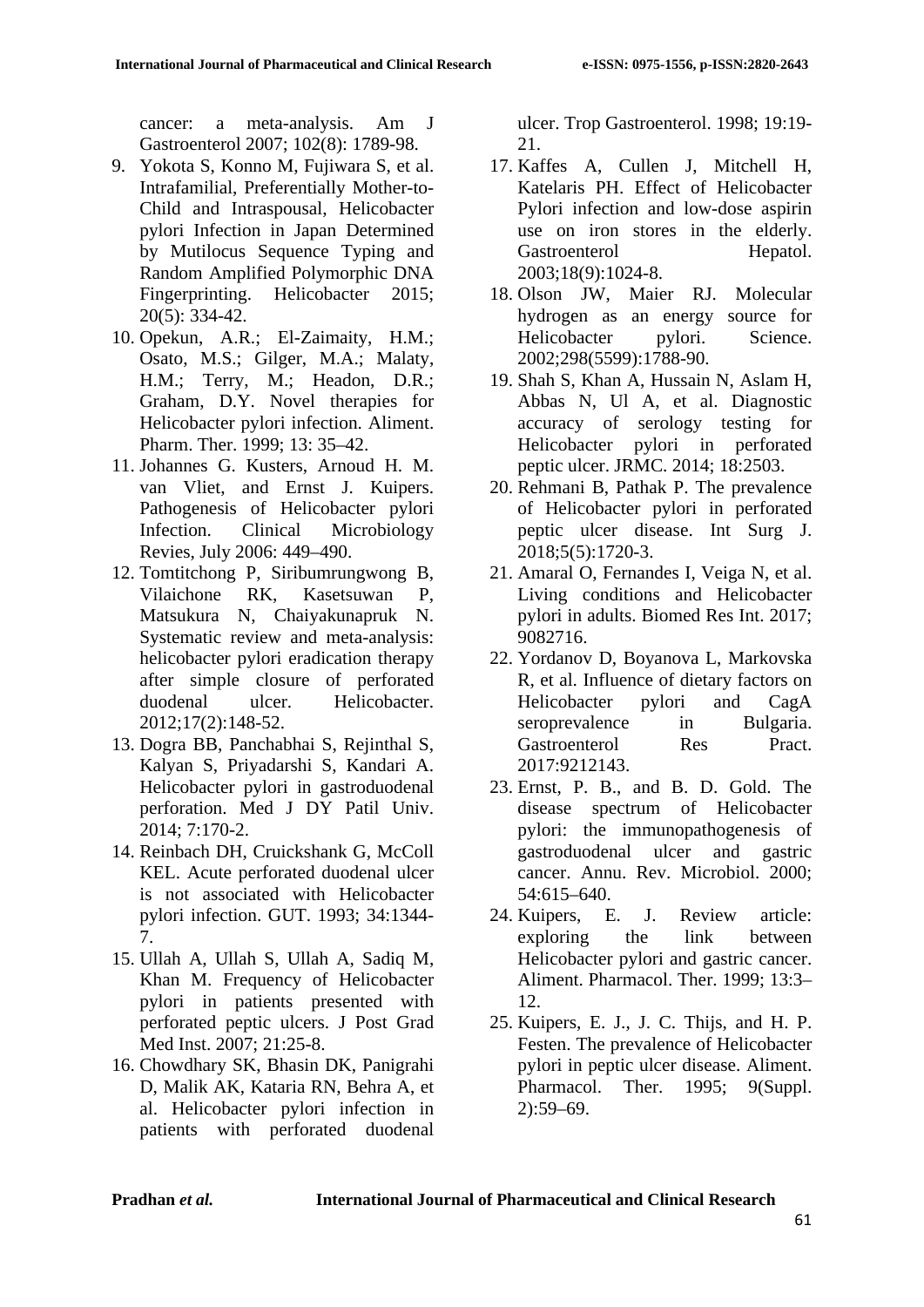cancer: a meta-analysis. Am J Gastroenterol 2007; 102(8): 1789-98.

9. Yokota S, Konno M, Fujiwara S, et al. Intrafamilial, Preferentially Mother-to-Child and Intraspousal, Helicobacter pylori Infection in Japan Determined by Mutilocus Sequence Typing and Random Amplified Polymorphic DNA Fingerprinting. Helicobacter 2015; 20(5): 334-42.
10. Opekun, A.R.; El-Zaimaity, H.M.; Osato, M.S.; Gilger, M.A.; Malaty, H.M.; Terry, M.; Headon, D.R.; Graham, D.Y. Novel therapies for Helicobacter pylori infection. Aliment. Pharm. Ther. 1999; 13: 35–42.
11. Johannes G. Kusters, Arnoud H. M. van Vliet, and Ernst J. Kuipers. Pathogenesis of Helicobacter pylori Infection. Clinical Microbiology Revies, July 2006: 449–490.
12. Tomtitchong P, Siribumrungwong B, Vilaichone RK, Kasetsuwan P, Matsukura N, Chaiyakunapruk N. Systematic review and meta-analysis: helicobacter pylori eradication therapy after simple closure of perforated duodenal ulcer. Helicobacter. 2012;17(2):148-52.
13. Dogra BB, Panchabhai S, Rejinthal S, Kalyan S, Priyadarshi S, Kandari A. Helicobacter pylori in gastroduodenal perforation. Med J DY Patil Univ. 2014; 7:170-2.
14. Reinbach DH, Cruickshank G, McColl KEL. Acute perforated duodenal ulcer is not associated with Helicobacter pylori infection. GUT. 1993; 34:1344-7.
15. Ullah A, Ullah S, Ullah A, Sadiq M, Khan M. Frequency of Helicobacter pylori in patients presented with perforated peptic ulcers. J Post Grad Med Inst. 2007; 21:25-8.
16. Chowdhary SK, Bhasin DK, Panigrahi D, Malik AK, Kataria RN, Behra A, et al. Helicobacter pylori infection in patients with perforated duodenal ulcer. Trop Gastroenterol. 1998; 19:19-21.
17. Kaffes A, Cullen J, Mitchell H, Katelaris PH. Effect of Helicobacter Pylori infection and low-dose aspirin use on iron stores in the elderly. Gastroenterol Hepatol. 2003;18(9):1024-8.
18. Olson JW, Maier RJ. Molecular hydrogen as an energy source for Helicobacter pylori. Science. 2002;298(5599):1788-90.
19. Shah S, Khan A, Hussain N, Aslam H, Abbas N, Ul A, et al. Diagnostic accuracy of serology testing for Helicobacter pylori in perforated peptic ulcer. JRMC. 2014; 18:2503.
20. Rehmani B, Pathak P. The prevalence of Helicobacter pylori in perforated peptic ulcer disease. Int Surg J. 2018;5(5):1720-3.
21. Amaral O, Fernandes I, Veiga N, et al. Living conditions and Helicobacter pylori in adults. Biomed Res Int. 2017; 9082716.
22. Yordanov D, Boyanova L, Markovska R, et al. Influence of dietary factors on Helicobacter pylori and CagA seroprevalence in Bulgaria. Gastroenterol Res Pract. 2017:9212143.
23. Ernst, P. B., and B. D. Gold. The disease spectrum of Helicobacter pylori: the immunopathogenesis of gastroduodenal ulcer and gastric cancer. Annu. Rev. Microbiol. 2000; 54:615–640.
24. Kuipers, E. J. Review article: exploring the link between Helicobacter pylori and gastric cancer. Aliment. Pharmacol. Ther. 1999; 13:3–12.
25. Kuipers, E. J., J. C. Thijs, and H. P. Festen. The prevalence of Helicobacter pylori in peptic ulcer disease. Aliment. Pharmacol. Ther. 1995; 9(Suppl. 2):59–69.